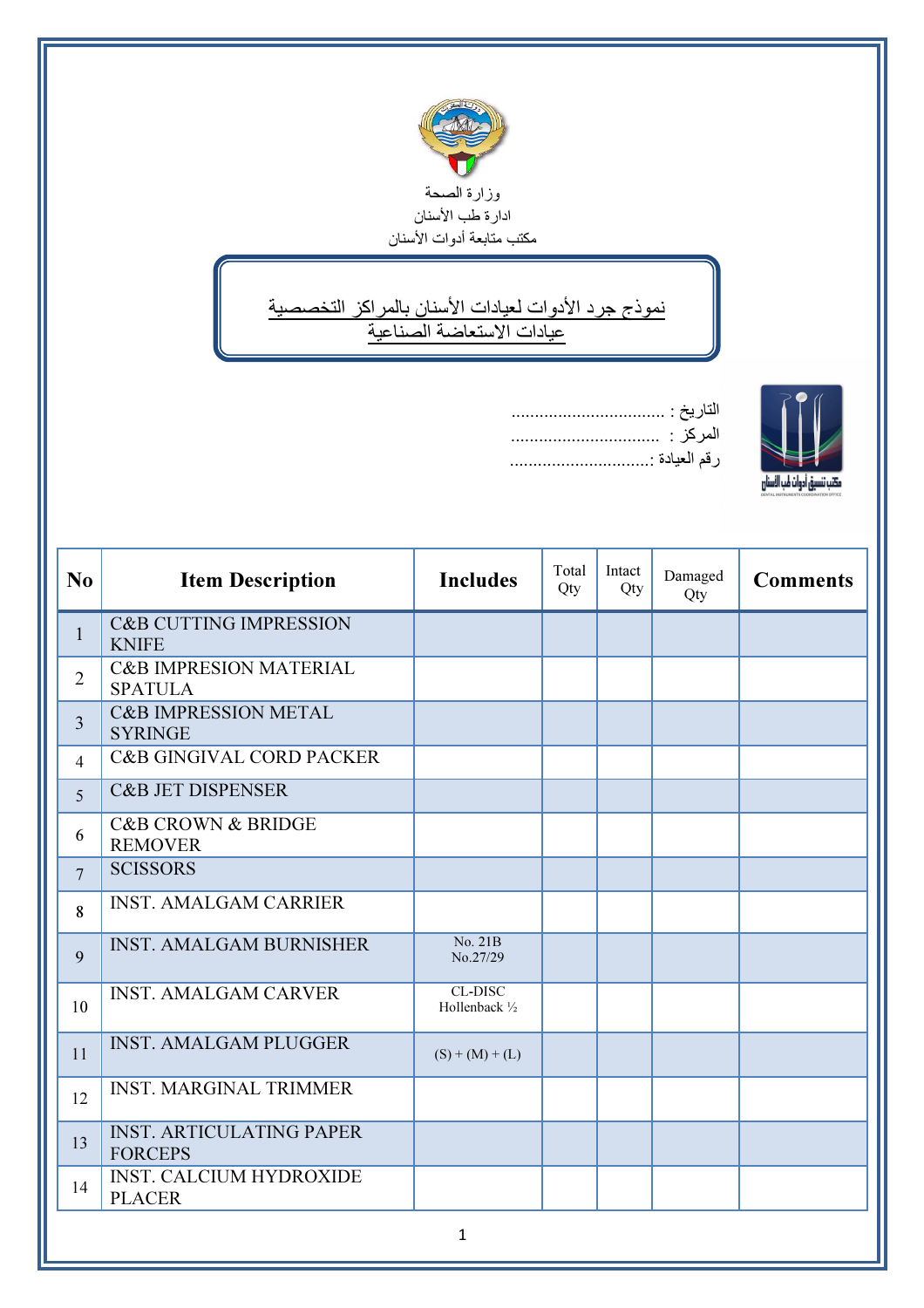وزارة الصحة

ادارة طب الأسنان

مكتب متابعة أدوات الأسنان

# نموذج جرد الأدوات لعيادات الأسنان بالمراكز التخصصية
## عيادات الاستعاضة الصناعية

التاريخ : .................................

المركز : ................................

رقم العيادة :...............................

| No | Item Description | Includes | Total Qty | Intact Qty | Damaged Qty | Comments |
|---|---|---|---|---|---|---|
| 1 | C&B CUTTING IMPRESSION KNIFE | | | | | |
| 2 | C&B IMPRESION MATERIAL SPATULA | | | | | |
| 3 | C&B IMPRESSION METAL SYRINGE | | | | | |
| 4 | C&B GINGIVAL CORD PACKER | | | | | |
| 5 | C&B JET DISPENSER | | | | | |
| 6 | C&B CROWN & BRIDGE REMOVER | | | | | |
| 7 | SCISSORS | | | | | |
| 8 | INST. AMALGAM CARRIER | | | | | |
| 9 | INST. AMALGAM BURNISHER | No. 21B No.27/29 | | | | |
| 10 | INST. AMALGAM CARVER | CL-DISC Hollenback ½ | | | | |
| 11 | INST. AMALGAM PLUGGER | (S) + (M) + (L) | | | | |
| 12 | INST. MARGINAL TRIMMER | | | | | |
| 13 | INST. ARTICULATING PAPER FORCEPS | | | | | |
| 14 | INST. CALCIUM HYDROXIDE PLACER | | | | | |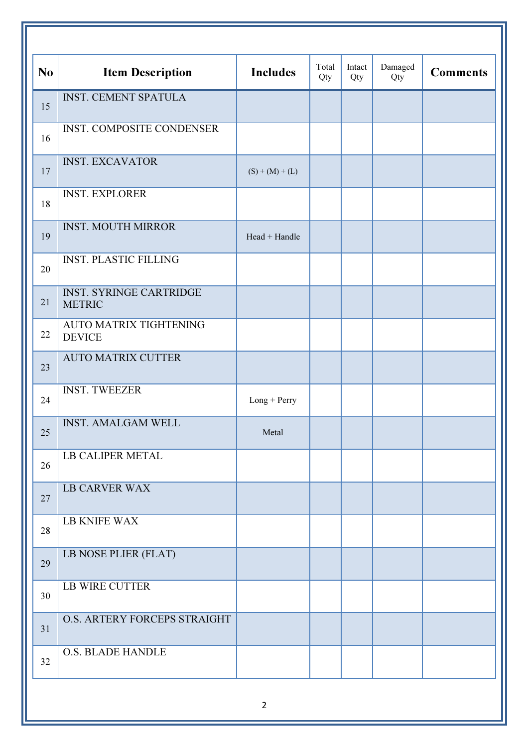| No | Item Description | Includes | Total Qty | Intact Qty | Damaged Qty | Comments |
|---|---|---|---|---|---|---|
| 15 | INST. CEMENT SPATULA | | | | | |
| 16 | INST. COMPOSITE CONDENSER | | | | | |
| 17 | INST. EXCAVATOR | (S) + (M) + (L) | | | | |
| 18 | INST. EXPLORER | | | | | |
| 19 | INST. MOUTH MIRROR | Head + Handle | | | | |
| 20 | INST. PLASTIC FILLING | | | | | |
| 21 | INST. SYRINGE CARTRIDGE METRIC | | | | | |
| 22 | AUTO MATRIX TIGHTENING DEVICE | | | | | |
| 23 | AUTO MATRIX CUTTER | | | | | |
| 24 | INST. TWEEZER | Long + Perry | | | | |
| 25 | INST. AMALGAM WELL | Metal | | | | |
| 26 | LB CALIPER METAL | | | | | |
| 27 | LB CARVER WAX | | | | | |
| 28 | LB KNIFE WAX | | | | | |
| 29 | LB NOSE PLIER (FLAT) | | | | | |
| 30 | LB WIRE CUTTER | | | | | |
| 31 | O.S. ARTERY FORCEPS STRAIGHT | | | | | |
| 32 | O.S. BLADE HANDLE | | | | | |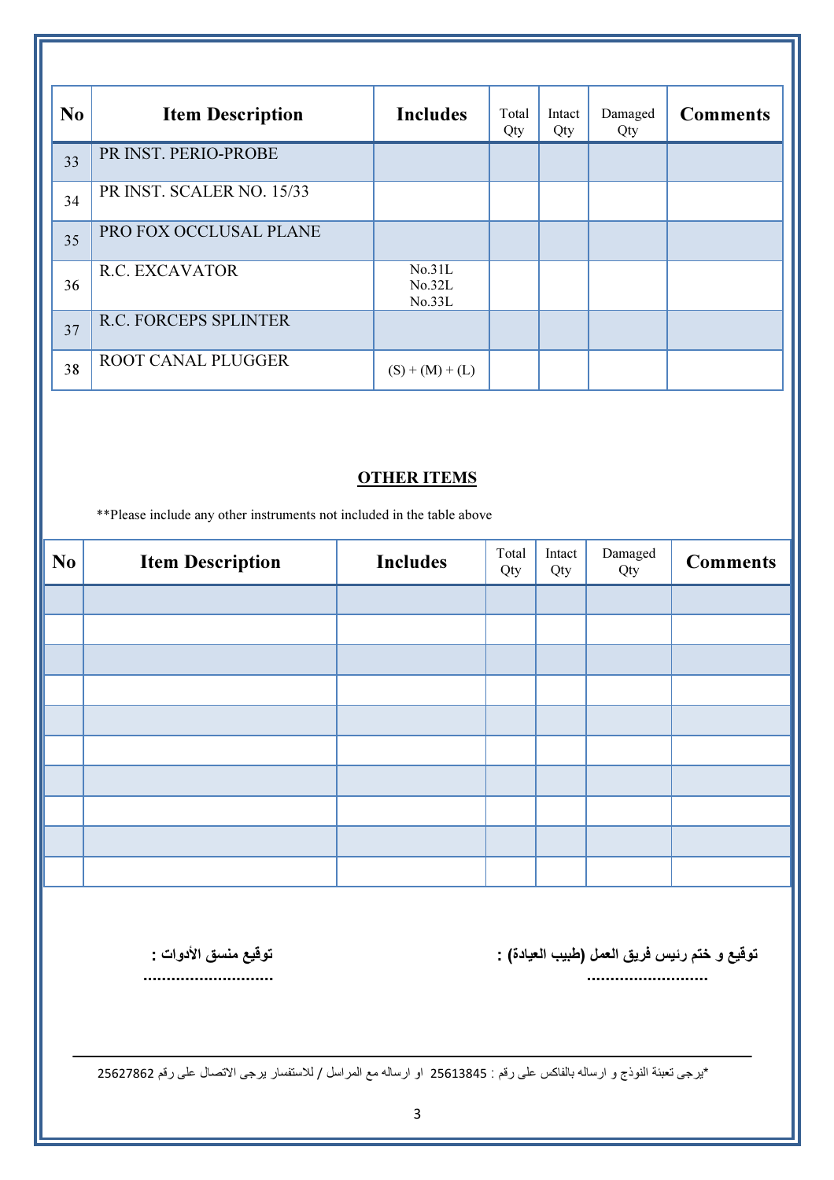| No | Item Description | Includes | Total Qty | Intact Qty | Damaged Qty | Comments |
|---|---|---|---|---|---|---|
| 33 | PR INST. PERIO-PROBE | | | | | |
| 34 | PR INST. SCALER NO. 15/33 | | | | | |
| 35 | PRO FOX OCCLUSAL PLANE | | | | | |
| 36 | R.C. EXCAVATOR | No.31L<br>No.32L<br>No.33L | | | | |
| 37 | R.C. FORCEPS SPLINTER | | | | | |
| 38 | ROOT CANAL PLUGGER | (S) + (M) + (L) | | | | |

## OTHER ITEMS

**Please include any other instruments not included in the table above

| No | Item Description | Includes | Total Qty | Intact Qty | Damaged Qty | Comments |
|---|---|---|---|---|---|---|
| | | | | | | |
| | | | | | | |
| | | | | | | |
| | | | | | | |
| | | | | | | |
| | | | | | | |
| | | | | | | |
| | | | | | | |
| | | | | | | |
| | | | | | | |

**توقيع و ختم رئيس فريق العمل (طبيب العيادة) :** ..........................

**توقيع منسق الأدوات :** ............................

*يرجى تعبئة النوذج و ارساله بالفاكس على رقم : 25613845 او ارساله مع المراسل / للاستفسار يرجى الاتصال على رقم 25627862